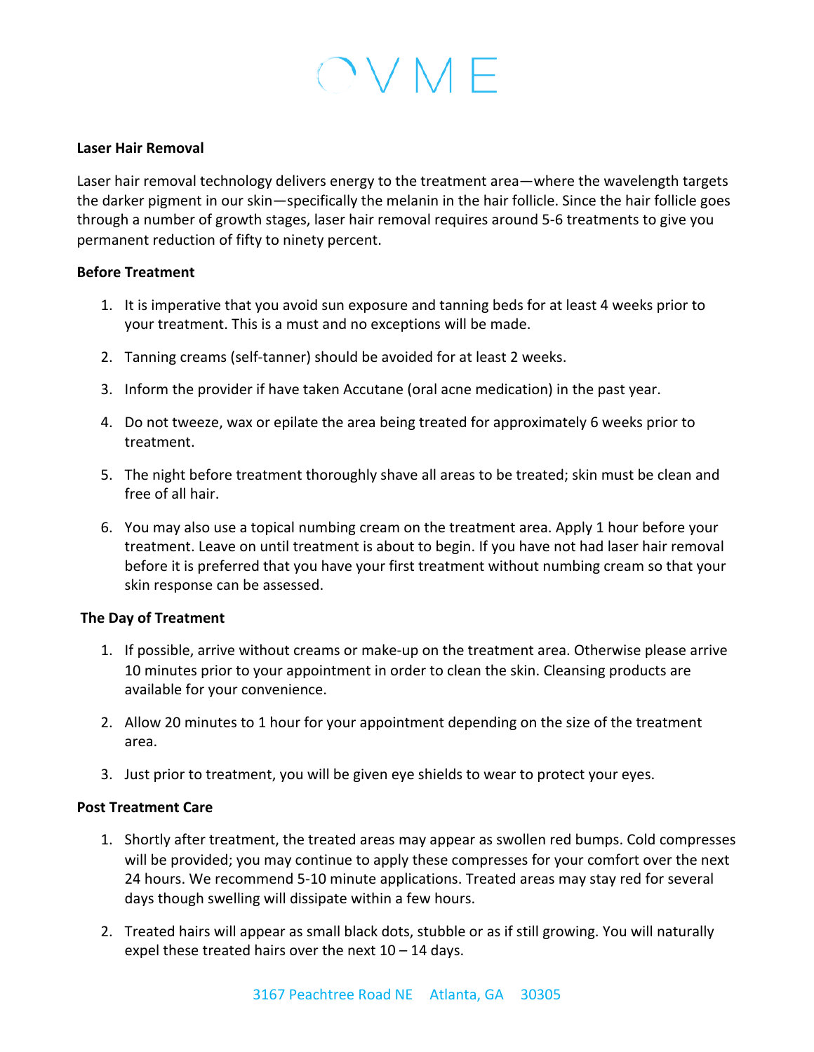OVME

**Laser Hair Removal**

Laser hair removal technology delivers energy to the treatment area—where the wavelength targets the darker pigment in our skin—specifically the melanin in the hair follicle. Since the hair follicle goes through a number of growth stages, laser hair removal requires around 5-6 treatments to give you permanent reduction of fifty to ninety percent.

**Before Treatment**

1. It is imperative that you avoid sun exposure and tanning beds for at least 4 weeks prior to your treatment. This is a must and no exceptions will be made.

2. Tanning creams (self-tanner) should be avoided for at least 2 weeks.

3. Inform the provider if have taken Accutane (oral acne medication) in the past year.

4. Do not tweeze, wax or epilate the area being treated for approximately 6 weeks prior to treatment.

5. The night before treatment thoroughly shave all areas to be treated; skin must be clean and free of all hair.

6. You may also use a topical numbing cream on the treatment area. Apply 1 hour before your treatment. Leave on until treatment is about to begin. If you have not had laser hair removal before it is preferred that you have your first treatment without numbing cream so that your skin response can be assessed.

**The Day of Treatment**

1. If possible, arrive without creams or make-up on the treatment area. Otherwise please arrive 10 minutes prior to your appointment in order to clean the skin. Cleansing products are available for your convenience.

2. Allow 20 minutes to 1 hour for your appointment depending on the size of the treatment area.

3. Just prior to treatment, you will be given eye shields to wear to protect your eyes.

**Post Treatment Care**

1. Shortly after treatment, the treated areas may appear as swollen red bumps. Cold compresses will be provided; you may continue to apply these compresses for your comfort over the next 24 hours. We recommend 5-10 minute applications. Treated areas may stay red for several days though swelling will dissipate within a few hours.

2. Treated hairs will appear as small black dots, stubble or as if still growing. You will naturally expel these treated hairs over the next 10 – 14 days.

3167 Peachtree Road NE Atlanta, GA 30305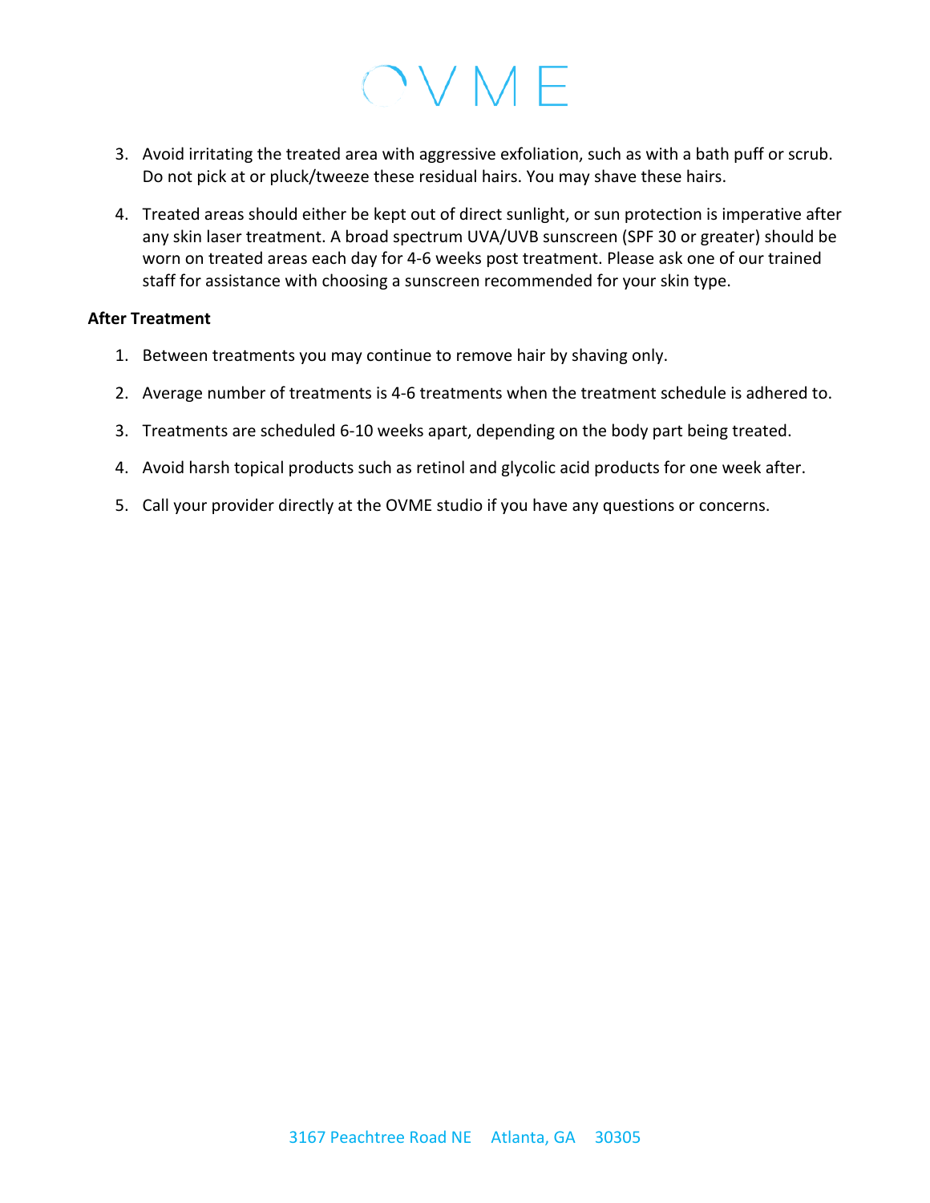3. Avoid irritating the treated area with aggressive exfoliation, such as with a bath puff or scrub. Do not pick at or pluck/tweeze these residual hairs. You may shave these hairs.

4. Treated areas should either be kept out of direct sunlight, or sun protection is imperative after any skin laser treatment. A broad spectrum UVA/UVB sunscreen (SPF 30 or greater) should be worn on treated areas each day for 4-6 weeks post treatment. Please ask one of our trained staff for assistance with choosing a sunscreen recommended for your skin type.

**After Treatment**

1. Between treatments you may continue to remove hair by shaving only.

2. Average number of treatments is 4-6 treatments when the treatment schedule is adhered to.

3. Treatments are scheduled 6-10 weeks apart, depending on the body part being treated.

4. Avoid harsh topical products such as retinol and glycolic acid products for one week after.

5. Call your provider directly at the OVME studio if you have any questions or concerns.